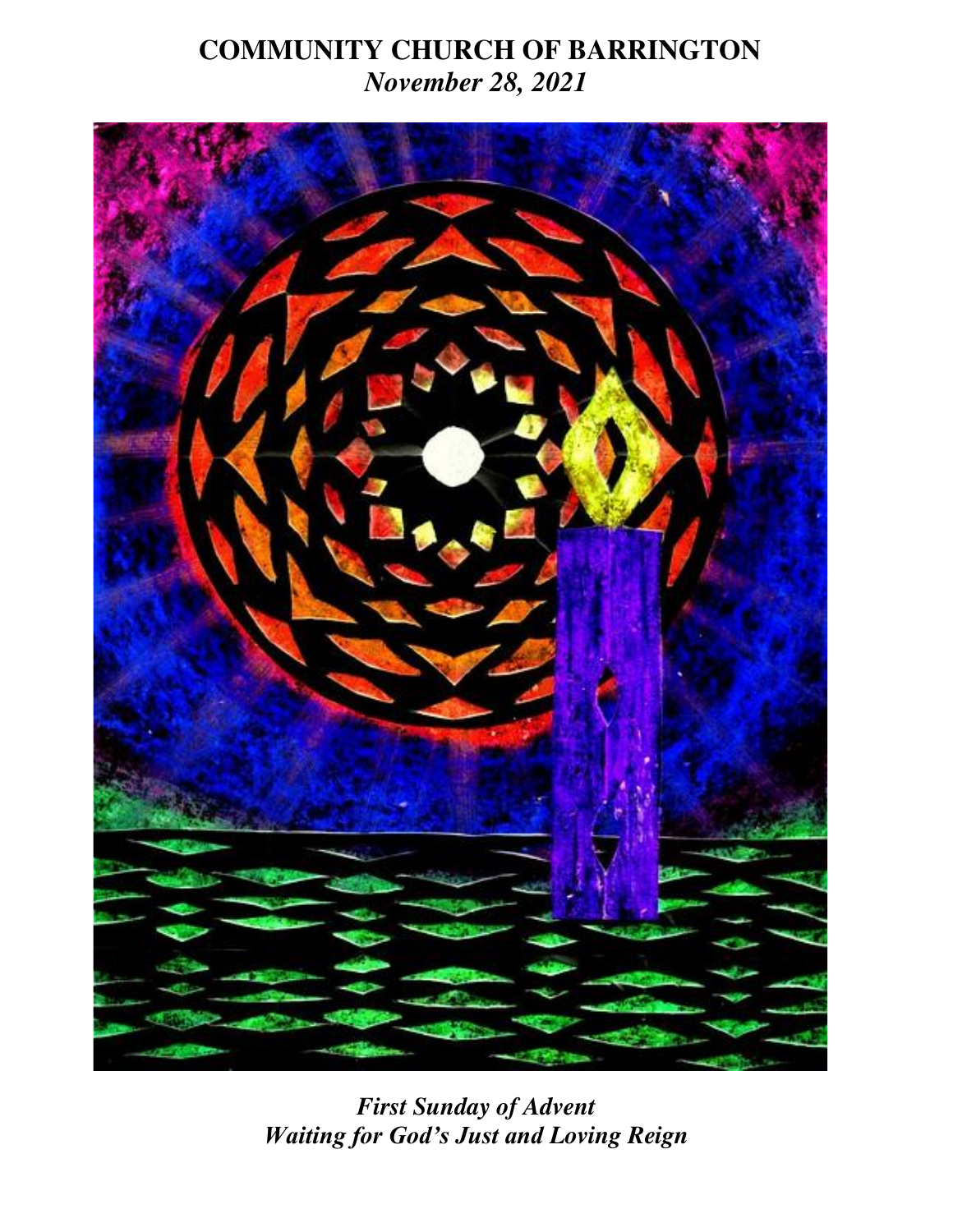# COMMUNITY CHURCH OF BARRINGTON

***November 28, 2021***

***First Sunday of Advent***
***Waiting for God's Just and Loving Reign***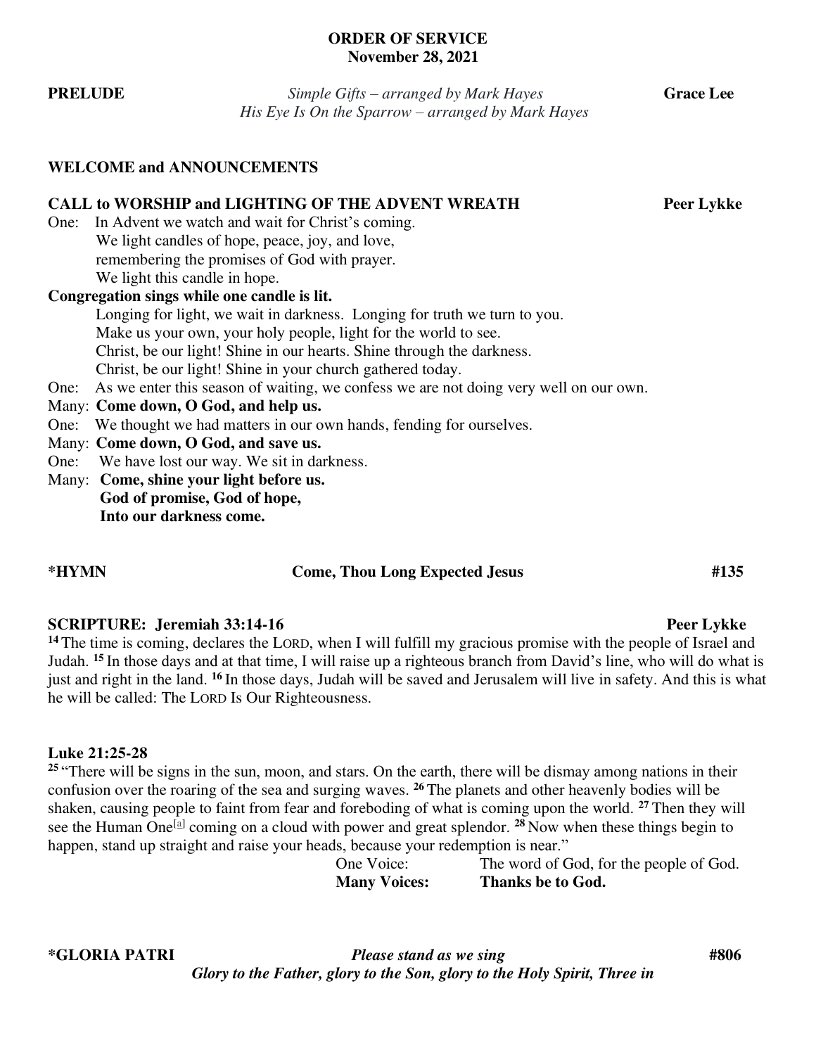**ORDER OF SERVICE**
**November 28, 2021**

**PRELUDE** *Simple Gifts – arranged by Mark Hayes* **Grace Lee**
*His Eye Is On the Sparrow – arranged by Mark Hayes*

**WELCOME and ANNOUNCEMENTS**

**CALL to WORSHIP and LIGHTING OF THE ADVENT WREATH** **Peer Lykke**

One: In Advent we watch and wait for Christ's coming.
We light candles of hope, peace, joy, and love,
remembering the promises of God with prayer.
We light this candle in hope.

**Congregation sings while one candle is lit.**

Longing for light, we wait in darkness. Longing for truth we turn to you.
Make us your own, your holy people, light for the world to see.
Christ, be our light! Shine in our hearts. Shine through the darkness.
Christ, be our light! Shine in your church gathered today.

One: As we enter this season of waiting, we confess we are not doing very well on our own.
Many: **Come down, O God, and help us.**
One: We thought we had matters in our own hands, fending for ourselves.
Many: **Come down, O God, and save us.**
One: We have lost our way. We sit in darkness.
Many: **Come, shine your light before us.**
**God of promise, God of hope,**
**Into our darkness come.**

**\*HYMN** **Come, Thou Long Expected Jesus** **#135**

**SCRIPTURE: Jeremiah 33:14-16** **Peer Lykke**

**14** The time is coming, declares the LORD, when I will fulfill my gracious promise with the people of Israel and Judah. **15** In those days and at that time, I will raise up a righteous branch from David's line, who will do what is just and right in the land. **16** In those days, Judah will be saved and Jerusalem will live in safety. And this is what he will be called: The LORD Is Our Righteousness.

**Luke 21:25-28**

**25** "There will be signs in the sun, moon, and stars. On the earth, there will be dismay among nations in their confusion over the roaring of the sea and surging waves. **26** The planets and other heavenly bodies will be shaken, causing people to faint from fear and foreboding of what is coming upon the world. **27** Then they will see the Human One[a] coming on a cloud with power and great splendor. **28** Now when these things begin to happen, stand up straight and raise your heads, because your redemption is near."

One Voice: The word of God, for the people of God.
**Many Voices: Thanks be to God.**

**\*GLORIA PATRI** ***Please stand as we sing*** **#806**
***Glory to the Father, glory to the Son, glory to the Holy Spirit, Three in***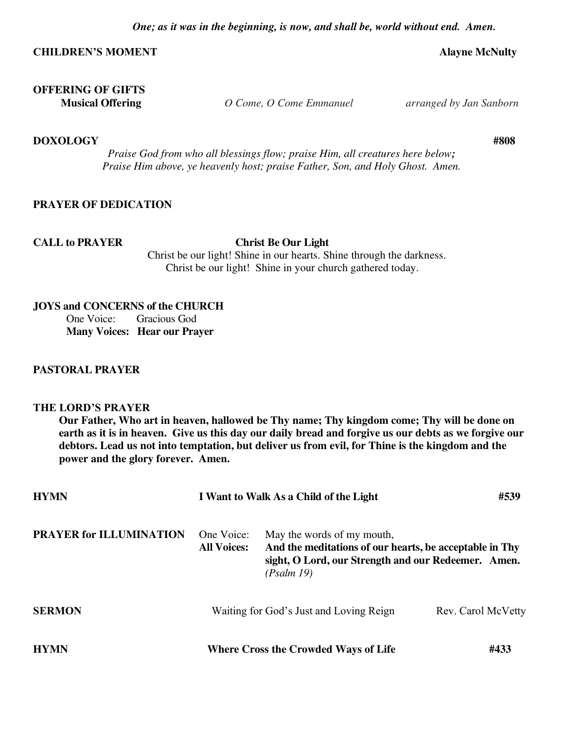*One; as it was in the beginning, is now, and shall be, world without end. Amen.*

**CHILDREN'S MOMENT** **Alayne McNulty**

**OFFERING OF GIFTS**

**Musical Offering** *O Come, O Come Emmanuel* *arranged by Jan Sanborn*

**DOXOLOGY** **#808**

*Praise God from who all blessings flow; praise Him, all creatures here below;*
*Praise Him above, ye heavenly host; praise Father, Son, and Holy Ghost. Amen.*

**PRAYER OF DEDICATION**

**CALL to PRAYER** **Christ Be Our Light**

Christ be our light! Shine in our hearts. Shine through the darkness.
Christ be our light! Shine in your church gathered today.

**JOYS and CONCERNS of the CHURCH**

One Voice: Gracious God
**Many Voices: Hear our Prayer**

**PASTORAL PRAYER**

**THE LORD'S PRAYER**

**Our Father, Who art in heaven, hallowed be Thy name; Thy kingdom come; Thy will be done on earth as it is in heaven. Give us this day our daily bread and forgive us our debts as we forgive our debtors. Lead us not into temptation, but deliver us from evil, for Thine is the kingdom and the power and the glory forever. Amen.**

**HYMN** **I Want to Walk As a Child of the Light** **#539**

**PRAYER for ILLUMINATION**

One Voice: May the words of my mouth,
**All Voices: And the meditations of our hearts, be acceptable in Thy sight, O Lord, our Strength and our Redeemer. Amen.** *(Psalm 19)*

**SERMON** Waiting for God's Just and Loving Reign Rev. Carol McVetty

**HYMN** **Where Cross the Crowded Ways of Life** **#433**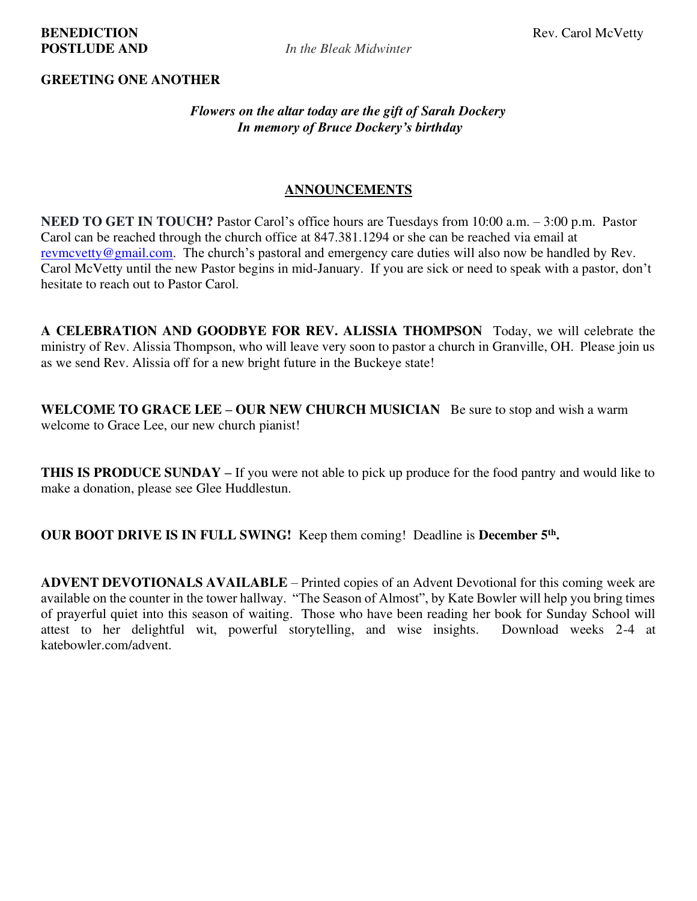**BENEDICTION** Rev. Carol McVetty

**POSTLUDE AND** *In the Bleak Midwinter*

**GREETING ONE ANOTHER**

***Flowers on the altar today are the gift of Sarah Dockery***
***In memory of Bruce Dockery's birthday***

## ANNOUNCEMENTS

**NEED TO GET IN TOUCH?** Pastor Carol's office hours are Tuesdays from 10:00 a.m. – 3:00 p.m. Pastor Carol can be reached through the church office at 847.381.1294 or she can be reached via email at revmcvetty@gmail.com. The church's pastoral and emergency care duties will also now be handled by Rev. Carol McVetty until the new Pastor begins in mid-January. If you are sick or need to speak with a pastor, don't hesitate to reach out to Pastor Carol.

**A CELEBRATION AND GOODBYE FOR REV. ALISSIA THOMPSON** Today, we will celebrate the ministry of Rev. Alissia Thompson, who will leave very soon to pastor a church in Granville, OH. Please join us as we send Rev. Alissia off for a new bright future in the Buckeye state!

**WELCOME TO GRACE LEE – OUR NEW CHURCH MUSICIAN** Be sure to stop and wish a warm welcome to Grace Lee, our new church pianist!

**THIS IS PRODUCE SUNDAY –** If you were not able to pick up produce for the food pantry and would like to make a donation, please see Glee Huddlestun.

**OUR BOOT DRIVE IS IN FULL SWING!** Keep them coming! Deadline is **December 5th.**

**ADVENT DEVOTIONALS AVAILABLE** – Printed copies of an Advent Devotional for this coming week are available on the counter in the tower hallway. "The Season of Almost", by Kate Bowler will help you bring times of prayerful quiet into this season of waiting. Those who have been reading her book for Sunday School will attest to her delightful wit, powerful storytelling, and wise insights. Download weeks 2-4 at katebowler.com/advent.